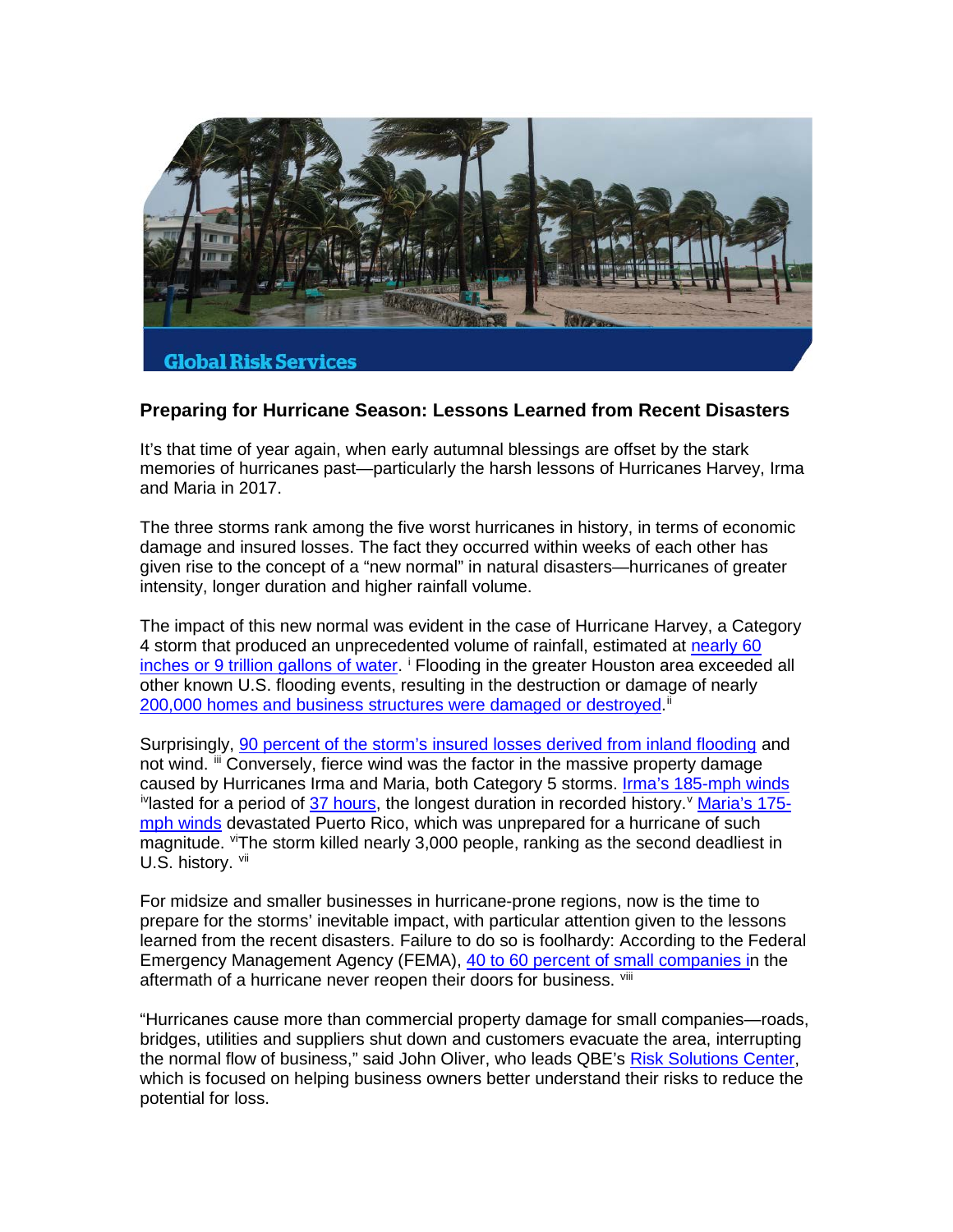Global Risk Services

## Preparing for Hurricane Season: Lessons Learned from Recent Disasters

It's that time of year again, when early autumnal blessings are offset by the stark memories of hurricanes past—particularly the harsh lessons of Hurricanes Harvey, Irma and Maria in 2017.

The three storms rank among the five worst hurricanes in history, in terms of economic damage and insured losses. The fact they occurred within weeks of each other has given rise to the concept of a "new normal" in natural disasters—hurricanes of greater intensity, longer duration and higher rainfall volume.

The impact of this new normal was evident in the case of Hurricane Harvey, a Category 4 storm that produced an unprecedented volume of rainfall, estimated at nearly 60 inches or 9 trillion gallons of water.[i] Flooding in the greater Houston area exceeded all other known U.S. flooding events, resulting in the destruction or damage of nearly 200,000 homes and business structures were damaged or destroyed.[ii]

Surprisingly, 90 percent of the storm's insured losses derived from inland flooding and not wind.[iii] Conversely, fierce wind was the factor in the massive property damage caused by Hurricanes Irma and Maria, both Category 5 storms. Irma's 185-mph winds[iv] lasted for a period of 37 hours, the longest duration in recorded history.[v] Maria's 175-mph winds devastated Puerto Rico, which was unprepared for a hurricane of such magnitude.[vi] The storm killed nearly 3,000 people, ranking as the second deadliest in U.S. history.[vii]

For midsize and smaller businesses in hurricane-prone regions, now is the time to prepare for the storms' inevitable impact, with particular attention given to the lessons learned from the recent disasters. Failure to do so is foolhardy: According to the Federal Emergency Management Agency (FEMA), 40 to 60 percent of small companies in the aftermath of a hurricane never reopen their doors for business.[viii]

"Hurricanes cause more than commercial property damage for small companies—roads, bridges, utilities and suppliers shut down and customers evacuate the area, interrupting the normal flow of business," said John Oliver, who leads QBE's Risk Solutions Center, which is focused on helping business owners better understand their risks to reduce the potential for loss.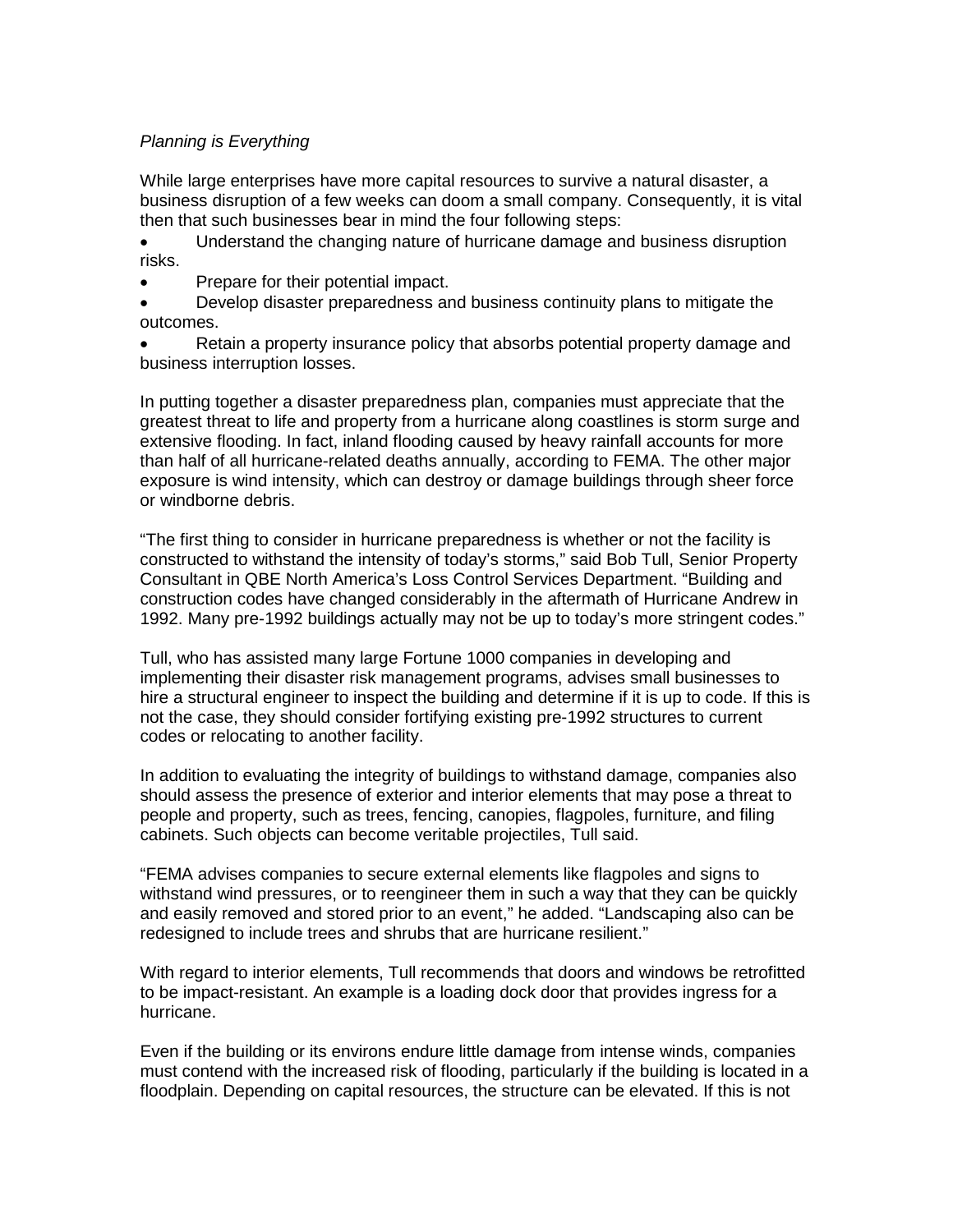*Planning is Everything*

While large enterprises have more capital resources to survive a natural disaster, a business disruption of a few weeks can doom a small company. Consequently, it is vital then that such businesses bear in mind the four following steps:

- Understand the changing nature of hurricane damage and business disruption risks.
- Prepare for their potential impact.
- Develop disaster preparedness and business continuity plans to mitigate the outcomes.
- Retain a property insurance policy that absorbs potential property damage and business interruption losses.

In putting together a disaster preparedness plan, companies must appreciate that the greatest threat to life and property from a hurricane along coastlines is storm surge and extensive flooding. In fact, inland flooding caused by heavy rainfall accounts for more than half of all hurricane-related deaths annually, according to FEMA. The other major exposure is wind intensity, which can destroy or damage buildings through sheer force or windborne debris.

"The first thing to consider in hurricane preparedness is whether or not the facility is constructed to withstand the intensity of today's storms," said Bob Tull, Senior Property Consultant in QBE North America's Loss Control Services Department. "Building and construction codes have changed considerably in the aftermath of Hurricane Andrew in 1992. Many pre-1992 buildings actually may not be up to today's more stringent codes."

Tull, who has assisted many large Fortune 1000 companies in developing and implementing their disaster risk management programs, advises small businesses to hire a structural engineer to inspect the building and determine if it is up to code. If this is not the case, they should consider fortifying existing pre-1992 structures to current codes or relocating to another facility.

In addition to evaluating the integrity of buildings to withstand damage, companies also should assess the presence of exterior and interior elements that may pose a threat to people and property, such as trees, fencing, canopies, flagpoles, furniture, and filing cabinets. Such objects can become veritable projectiles, Tull said.

"FEMA advises companies to secure external elements like flagpoles and signs to withstand wind pressures, or to reengineer them in such a way that they can be quickly and easily removed and stored prior to an event," he added. "Landscaping also can be redesigned to include trees and shrubs that are hurricane resilient."

With regard to interior elements, Tull recommends that doors and windows be retrofitted to be impact-resistant. An example is a loading dock door that provides ingress for a hurricane.

Even if the building or its environs endure little damage from intense winds, companies must contend with the increased risk of flooding, particularly if the building is located in a floodplain. Depending on capital resources, the structure can be elevated. If this is not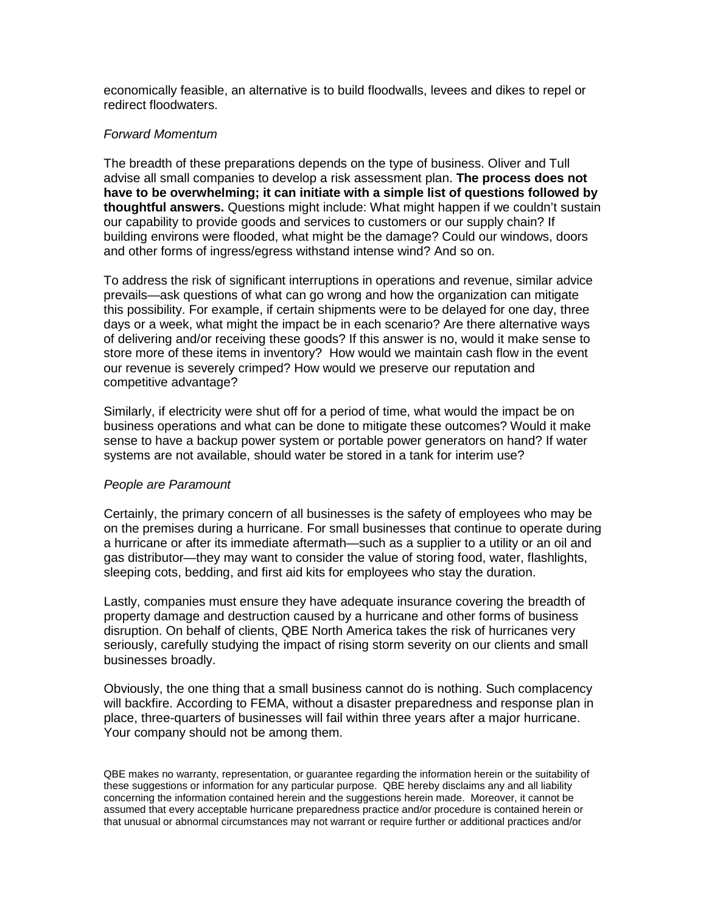economically feasible, an alternative is to build floodwalls, levees and dikes to repel or redirect floodwaters.

*Forward Momentum*

The breadth of these preparations depends on the type of business. Oliver and Tull advise all small companies to develop a risk assessment plan. **The process does not have to be overwhelming; it can initiate with a simple list of questions followed by thoughtful answers.** Questions might include: What might happen if we couldn't sustain our capability to provide goods and services to customers or our supply chain? If building environs were flooded, what might be the damage? Could our windows, doors and other forms of ingress/egress withstand intense wind? And so on.

To address the risk of significant interruptions in operations and revenue, similar advice prevails—ask questions of what can go wrong and how the organization can mitigate this possibility. For example, if certain shipments were to be delayed for one day, three days or a week, what might the impact be in each scenario? Are there alternative ways of delivering and/or receiving these goods? If this answer is no, would it make sense to store more of these items in inventory? How would we maintain cash flow in the event our revenue is severely crimped? How would we preserve our reputation and competitive advantage?

Similarly, if electricity were shut off for a period of time, what would the impact be on business operations and what can be done to mitigate these outcomes? Would it make sense to have a backup power system or portable power generators on hand? If water systems are not available, should water be stored in a tank for interim use?

*People are Paramount*

Certainly, the primary concern of all businesses is the safety of employees who may be on the premises during a hurricane. For small businesses that continue to operate during a hurricane or after its immediate aftermath—such as a supplier to a utility or an oil and gas distributor—they may want to consider the value of storing food, water, flashlights, sleeping cots, bedding, and first aid kits for employees who stay the duration.

Lastly, companies must ensure they have adequate insurance covering the breadth of property damage and destruction caused by a hurricane and other forms of business disruption. On behalf of clients, QBE North America takes the risk of hurricanes very seriously, carefully studying the impact of rising storm severity on our clients and small businesses broadly.

Obviously, the one thing that a small business cannot do is nothing. Such complacency will backfire. According to FEMA, without a disaster preparedness and response plan in place, three-quarters of businesses will fail within three years after a major hurricane. Your company should not be among them.

QBE makes no warranty, representation, or guarantee regarding the information herein or the suitability of these suggestions or information for any particular purpose. QBE hereby disclaims any and all liability concerning the information contained herein and the suggestions herein made. Moreover, it cannot be assumed that every acceptable hurricane preparedness practice and/or procedure is contained herein or that unusual or abnormal circumstances may not warrant or require further or additional practices and/or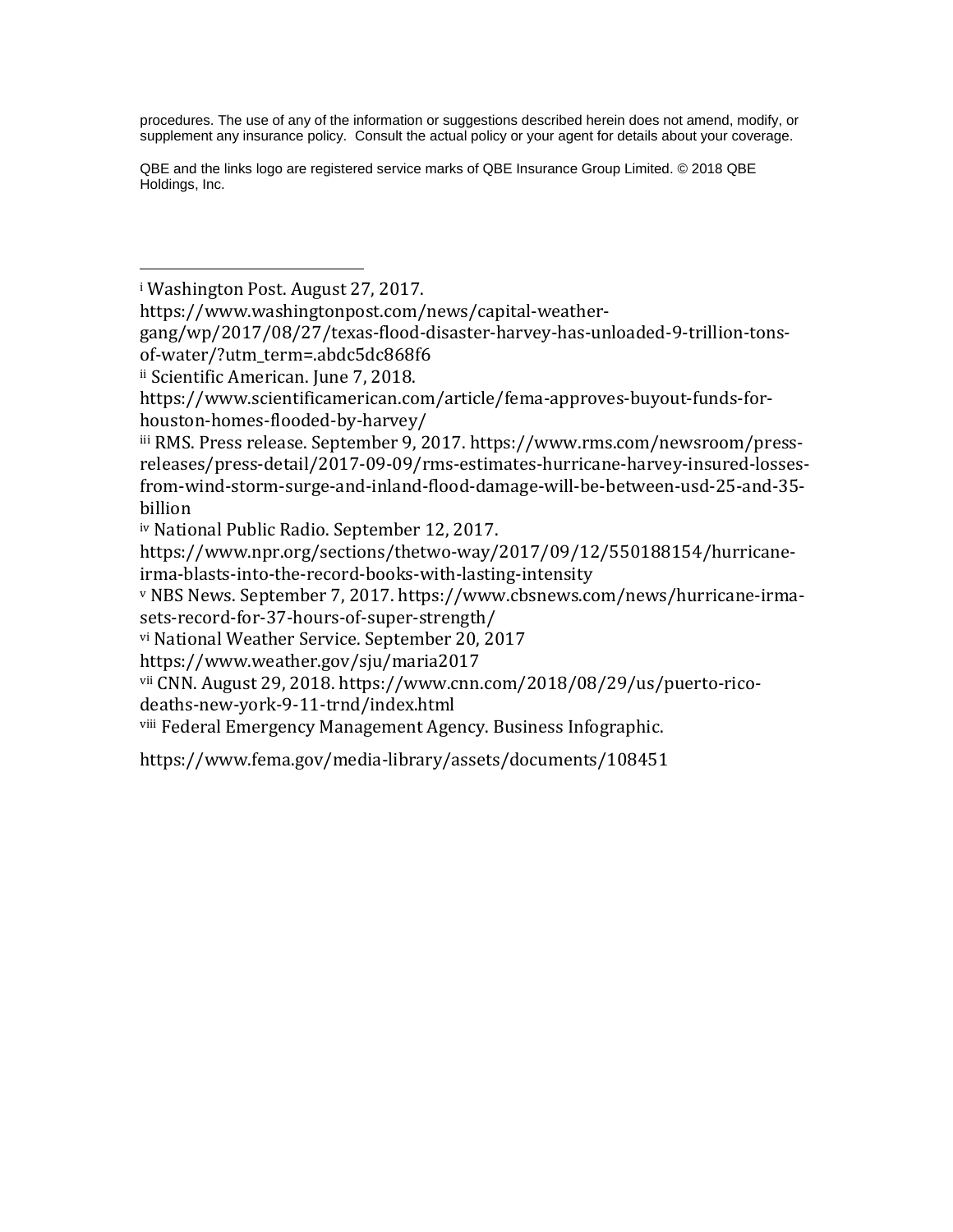procedures. The use of any of the information or suggestions described herein does not amend, modify, or supplement any insurance policy. Consult the actual policy or your agent for details about your coverage.

QBE and the links logo are registered service marks of QBE Insurance Group Limited. © 2018 QBE Holdings, Inc.

---

[i] Washington Post. August 27, 2017. https://www.washingtonpost.com/news/capital-weather-gang/wp/2017/08/27/texas-flood-disaster-harvey-has-unloaded-9-trillion-tons-of-water/?utm_term=.abdc5dc868f6

[ii] Scientific American. June 7, 2018. https://www.scientificamerican.com/article/fema-approves-buyout-funds-for-houston-homes-flooded-by-harvey/

[iii] RMS. Press release. September 9, 2017. https://www.rms.com/newsroom/press-releases/press-detail/2017-09-09/rms-estimates-hurricane-harvey-insured-losses-from-wind-storm-surge-and-inland-flood-damage-will-be-between-usd-25-and-35-billion

[iv] National Public Radio. September 12, 2017. https://www.npr.org/sections/thetwo-way/2017/09/12/550188154/hurricane-irma-blasts-into-the-record-books-with-lasting-intensity

[v] NBS News. September 7, 2017. https://www.cbsnews.com/news/hurricane-irma-sets-record-for-37-hours-of-super-strength/

[vi] National Weather Service. September 20, 2017 https://www.weather.gov/sju/maria2017

[vii] CNN. August 29, 2018. https://www.cnn.com/2018/08/29/us/puerto-rico-deaths-new-york-9-11-trnd/index.html

[viii] Federal Emergency Management Agency. Business Infographic.

https://www.fema.gov/media-library/assets/documents/108451